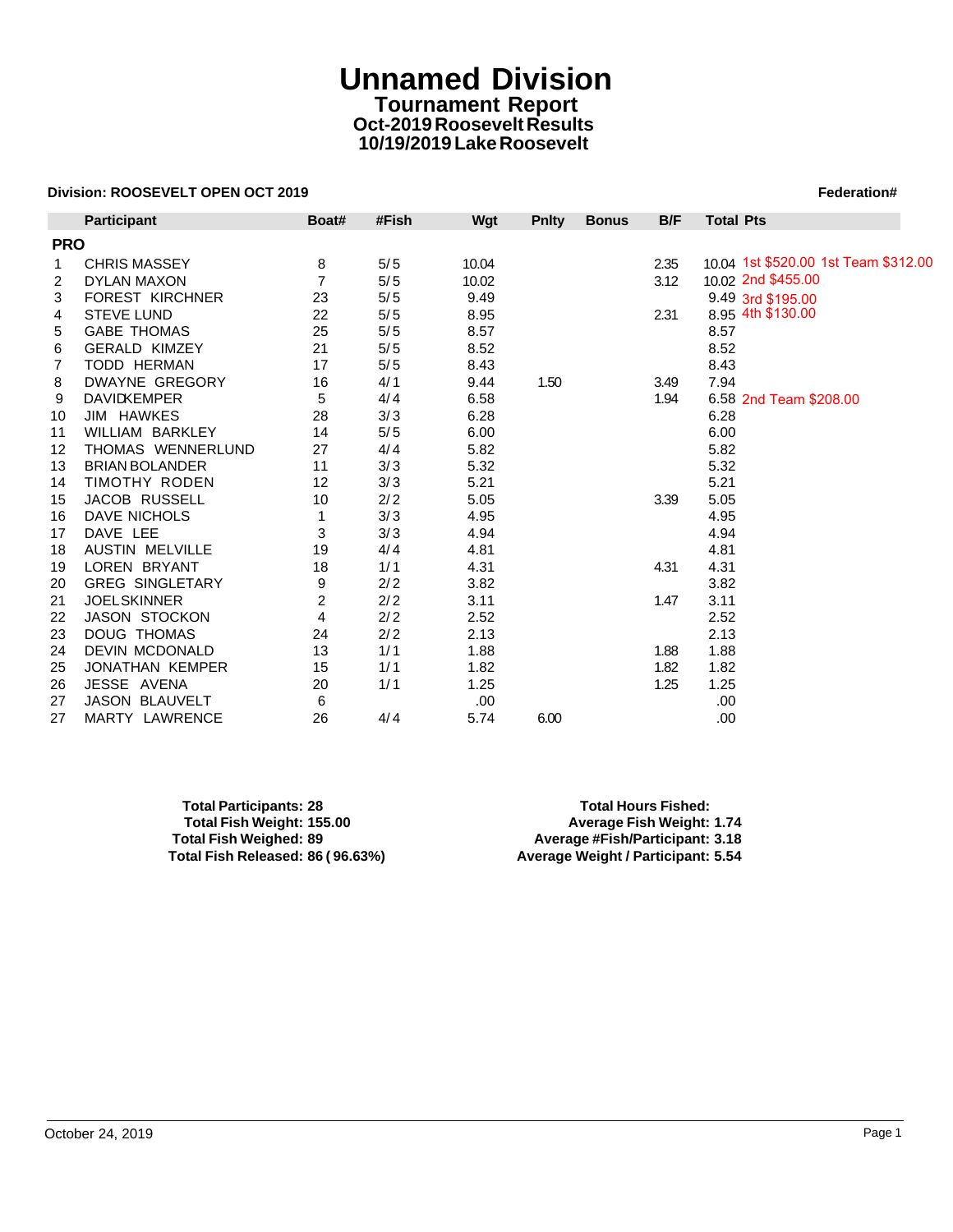# Unnamed Division

## Tournament Report

### Oct-2019 Roosevelt Results

### 10/19/2019 Lake Roosevelt

**Division: ROOSEVELT OPEN OCT 2019** **Federation#**

| | Participant | Boat# | #Fish | Wgt | Pnlty | Bonus | B/F | Total Pts | |
|---|---|---|---|---|---|---|---|---|---|
| **PRO** | | | | | | | | | |
| 1 | CHRIS MASSEY | 8 | 5/5 | 10.04 | | | 2.35 | 10.04 | 1st $520.00 1st Team $312.00 |
| 2 | DYLAN MAXON | 7 | 5/5 | 10.02 | | | 3.12 | 10.02 | 2nd $455.00 |
| 3 | FOREST KIRCHNER | 23 | 5/5 | 9.49 | | | | 9.49 | 3rd $195.00 |
| 4 | STEVE LUND | 22 | 5/5 | 8.95 | | | 2.31 | 8.95 | 4th $130.00 |
| 5 | GABE THOMAS | 25 | 5/5 | 8.57 | | | | 8.57 | |
| 6 | GERALD KIMZEY | 21 | 5/5 | 8.52 | | | | 8.52 | |
| 7 | TODD HERMAN | 17 | 5/5 | 8.43 | | | | 8.43 | |
| 8 | DWAYNE GREGORY | 16 | 4/1 | 9.44 | 1.50 | | 3.49 | 7.94 | |
| 9 | DAVID KEMPER | 5 | 4/4 | 6.58 | | | 1.94 | 6.58 | 2nd Team $208.00 |
| 10 | JIM HAWKES | 28 | 3/3 | 6.28 | | | | 6.28 | |
| 11 | WILLIAM BARKLEY | 14 | 5/5 | 6.00 | | | | 6.00 | |
| 12 | THOMAS WENNERLUND | 27 | 4/4 | 5.82 | | | | 5.82 | |
| 13 | BRIAN BOLANDER | 11 | 3/3 | 5.32 | | | | 5.32 | |
| 14 | TIMOTHY RODEN | 12 | 3/3 | 5.21 | | | | 5.21 | |
| 15 | JACOB RUSSELL | 10 | 2/2 | 5.05 | | | 3.39 | 5.05 | |
| 16 | DAVE NICHOLS | 1 | 3/3 | 4.95 | | | | 4.95 | |
| 17 | DAVE LEE | 3 | 3/3 | 4.94 | | | | 4.94 | |
| 18 | AUSTIN MELVILLE | 19 | 4/4 | 4.81 | | | | 4.81 | |
| 19 | LOREN BRYANT | 18 | 1/1 | 4.31 | | | 4.31 | 4.31 | |
| 20 | GREG SINGLETARY | 9 | 2/2 | 3.82 | | | | 3.82 | |
| 21 | JOEL SKINNER | 2 | 2/2 | 3.11 | | | 1.47 | 3.11 | |
| 22 | JASON STOCKON | 4 | 2/2 | 2.52 | | | | 2.52 | |
| 23 | DOUG THOMAS | 24 | 2/2 | 2.13 | | | | 2.13 | |
| 24 | DEVIN MCDONALD | 13 | 1/1 | 1.88 | | | 1.88 | 1.88 | |
| 25 | JONATHAN KEMPER | 15 | 1/1 | 1.82 | | | 1.82 | 1.82 | |
| 26 | JESSE AVENA | 20 | 1/1 | 1.25 | | | 1.25 | 1.25 | |
| 27 | JASON BLAUVELT | 6 | | .00 | | | | .00 | |
| 27 | MARTY LAWRENCE | 26 | 4/4 | 5.74 | 6.00 | | | .00 | |

**Total Participants: 28**
**Total Fish Weight: 155.00**
**Total Fish Weighed: 89**
**Total Fish Released: 86 ( 96.63%)**

**Total Hours Fished:**
**Average Fish Weight: 1.74**
**Average #Fish/Participant: 3.18**
**Average Weight / Participant: 5.54**

October 24, 2019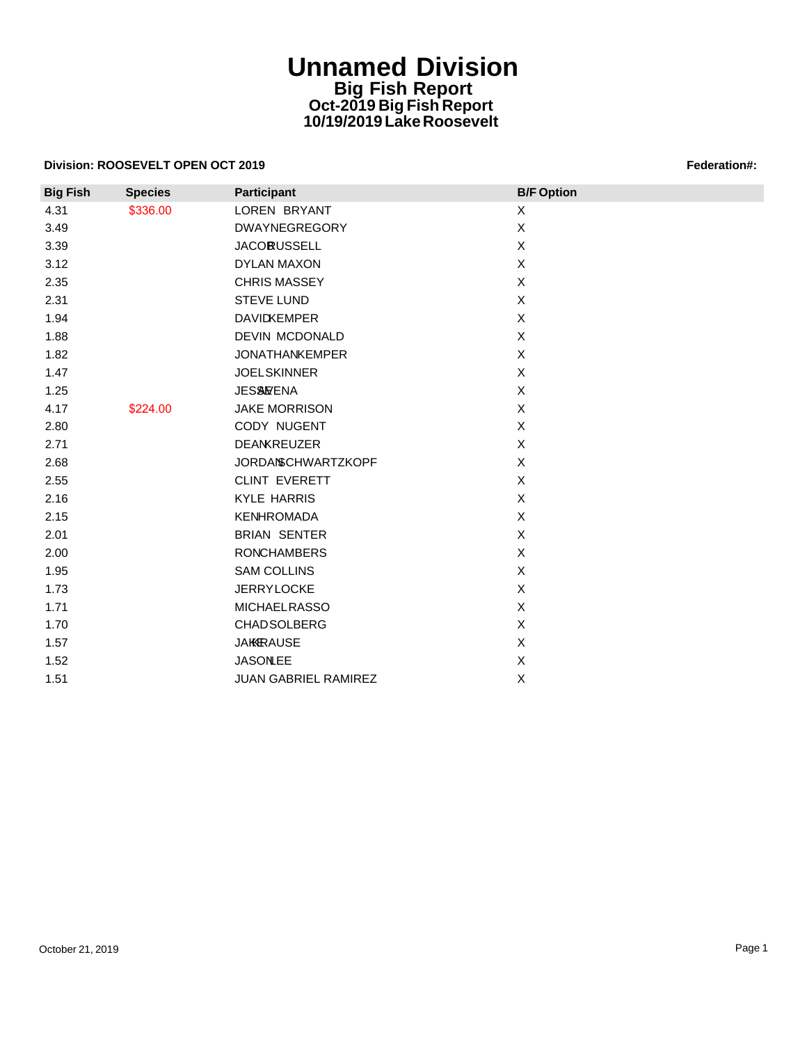# Unnamed Division

## Big Fish Report

### Oct-2019 Big Fish Report

### 10/19/2019 Lake Roosevelt

**Division: ROOSEVELT OPEN OCT 2019** **Federation#:**

| Big Fish | Species | Participant | B/F Option |
|---|---|---|---|
| 4.31 | $336.00 | LOREN BRYANT | X |
| 3.49 | | DWAYNE GREGORY | X |
| 3.39 | | JACOB RUSSELL | X |
| 3.12 | | DYLAN MAXON | X |
| 2.35 | | CHRIS MASSEY | X |
| 2.31 | | STEVE LUND | X |
| 1.94 | | DAVID KEMPER | X |
| 1.88 | | DEVIN MCDONALD | X |
| 1.82 | | JONATHAN KEMPER | X |
| 1.47 | | JOEL SKINNER | X |
| 1.25 | | JESSE VENA | X |
| 4.17 | $224.00 | JAKE MORRISON | X |
| 2.80 | | CODY NUGENT | X |
| 2.71 | | DEAN KREUZER | X |
| 2.68 | | JORDAN SCHWARTZKOPF | X |
| 2.55 | | CLINT EVERETT | X |
| 2.16 | | KYLE HARRIS | X |
| 2.15 | | KEN HROMADA | X |
| 2.01 | | BRIAN SENTER | X |
| 2.00 | | RON CHAMBERS | X |
| 1.95 | | SAM COLLINS | X |
| 1.73 | | JERRY LOCKE | X |
| 1.71 | | MICHAEL RASSO | X |
| 1.70 | | CHAD SOLBERG | X |
| 1.57 | | JAKE KRAUSE | X |
| 1.52 | | JASON LEE | X |
| 1.51 | | JUAN GABRIEL RAMIREZ | X |

October 21, 2019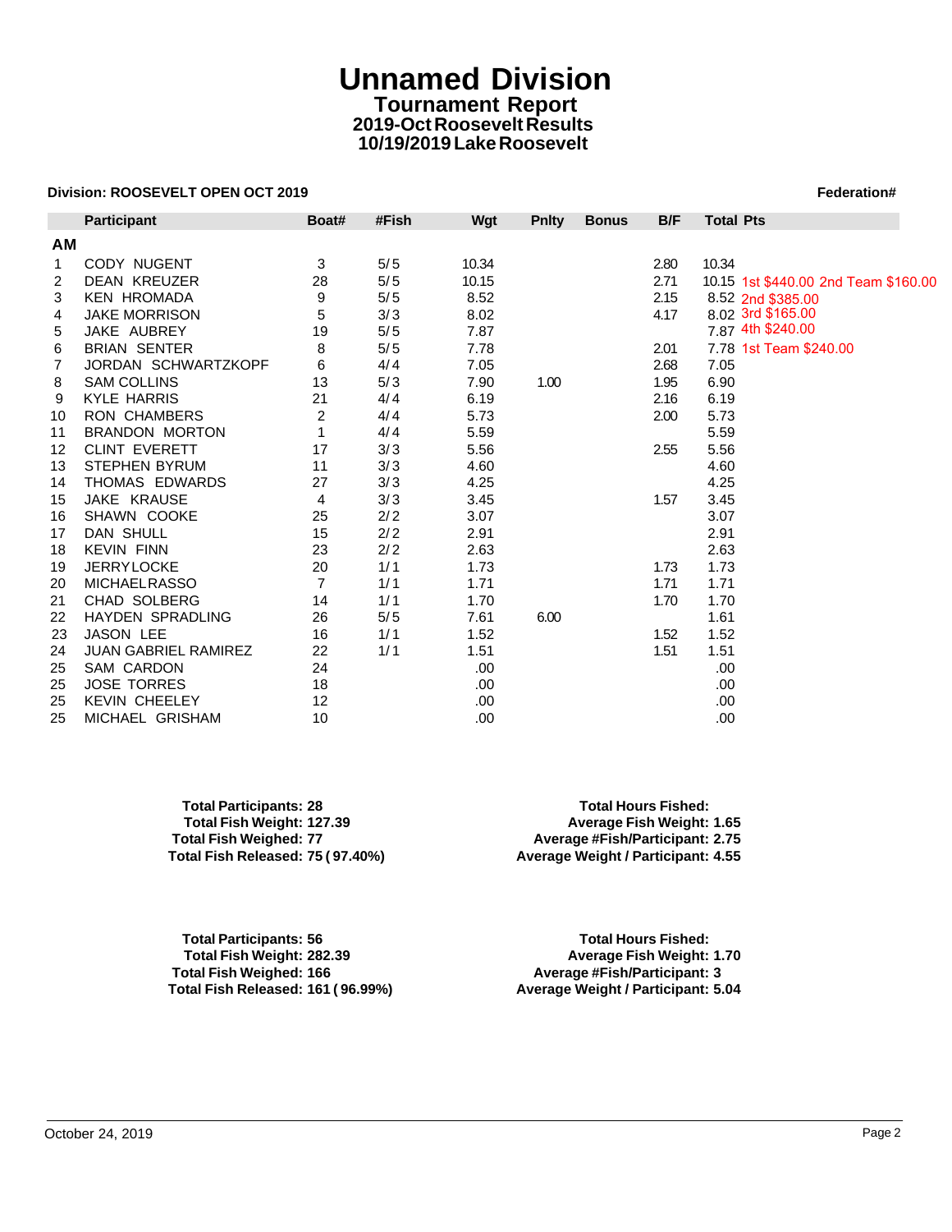# Unnamed Division

## Tournament Report

### 2019-Oct Roosevelt Results

### 10/19/2019 Lake Roosevelt

**Division: ROOSEVELT OPEN OCT 2019** **Federation#**

| | Participant | Boat# | #Fish | Wgt | Pnlty | Bonus | B/F | Total Pts | |
|---|---|---|---|---|---|---|---|---|---|
| **AM** | | | | | | | | | |
| 1 | CODY NUGENT | 3 | 5/5 | 10.34 | | | 2.80 | 10.34 | |
| 2 | DEAN KREUZER | 28 | 5/5 | 10.15 | | | 2.71 | 10.15 | 1st $440.00 2nd Team $160.00 |
| 3 | KEN HROMADA | 9 | 5/5 | 8.52 | | | 2.15 | 8.52 | 2nd $385.00 |
| 4 | JAKE MORRISON | 5 | 3/3 | 8.02 | | | 4.17 | 8.02 | 3rd $165.00 |
| 5 | JAKE AUBREY | 19 | 5/5 | 7.87 | | | | 7.87 | 4th $240.00 |
| 6 | BRIAN SENTER | 8 | 5/5 | 7.78 | | | 2.01 | 7.78 | 1st Team $240.00 |
| 7 | JORDAN SCHWARTZKOPF | 6 | 4/4 | 7.05 | | | 2.68 | 7.05 | |
| 8 | SAM COLLINS | 13 | 5/3 | 7.90 | 1.00 | | 1.95 | 6.90 | |
| 9 | KYLE HARRIS | 21 | 4/4 | 6.19 | | | 2.16 | 6.19 | |
| 10 | RON CHAMBERS | 2 | 4/4 | 5.73 | | | 2.00 | 5.73 | |
| 11 | BRANDON MORTON | 1 | 4/4 | 5.59 | | | | 5.59 | |
| 12 | CLINT EVERETT | 17 | 3/3 | 5.56 | | | 2.55 | 5.56 | |
| 13 | STEPHEN BYRUM | 11 | 3/3 | 4.60 | | | | 4.60 | |
| 14 | THOMAS EDWARDS | 27 | 3/3 | 4.25 | | | | 4.25 | |
| 15 | JAKE KRAUSE | 4 | 3/3 | 3.45 | | | 1.57 | 3.45 | |
| 16 | SHAWN COOKE | 25 | 2/2 | 3.07 | | | | 3.07 | |
| 17 | DAN SHULL | 15 | 2/2 | 2.91 | | | | 2.91 | |
| 18 | KEVIN FINN | 23 | 2/2 | 2.63 | | | | 2.63 | |
| 19 | JERRYLOCKE | 20 | 1/1 | 1.73 | | | 1.73 | 1.73 | |
| 20 | MICHAELRASSO | 7 | 1/1 | 1.71 | | | 1.71 | 1.71 | |
| 21 | CHAD SOLBERG | 14 | 1/1 | 1.70 | | | 1.70 | 1.70 | |
| 22 | HAYDEN SPRADLING | 26 | 5/5 | 7.61 | 6.00 | | | 1.61 | |
| 23 | JASON LEE | 16 | 1/1 | 1.52 | | | 1.52 | 1.52 | |
| 24 | JUAN GABRIEL RAMIREZ | 22 | 1/1 | 1.51 | | | 1.51 | 1.51 | |
| 25 | SAM CARDON | 24 | | .00 | | | | .00 | |
| 25 | JOSE TORRES | 18 | | .00 | | | | .00 | |
| 25 | KEVIN CHEELEY | 12 | | .00 | | | | .00 | |
| 25 | MICHAEL GRISHAM | 10 | | .00 | | | | .00 | |

**Total Participants: 28**
**Total Fish Weight: 127.39**
**Total Fish Weighed: 77**
**Total Fish Released: 75 ( 97.40%)**

**Total Hours Fished:**
**Average Fish Weight: 1.65**
**Average #Fish/Participant: 2.75**
**Average Weight / Participant: 4.55**

**Total Participants: 56**
**Total Fish Weight: 282.39**
**Total Fish Weighed: 166**
**Total Fish Released: 161 ( 96.99%)**

**Total Hours Fished:**
**Average Fish Weight: 1.70**
**Average #Fish/Participant: 3**
**Average Weight / Participant: 5.04**

October 24, 2019